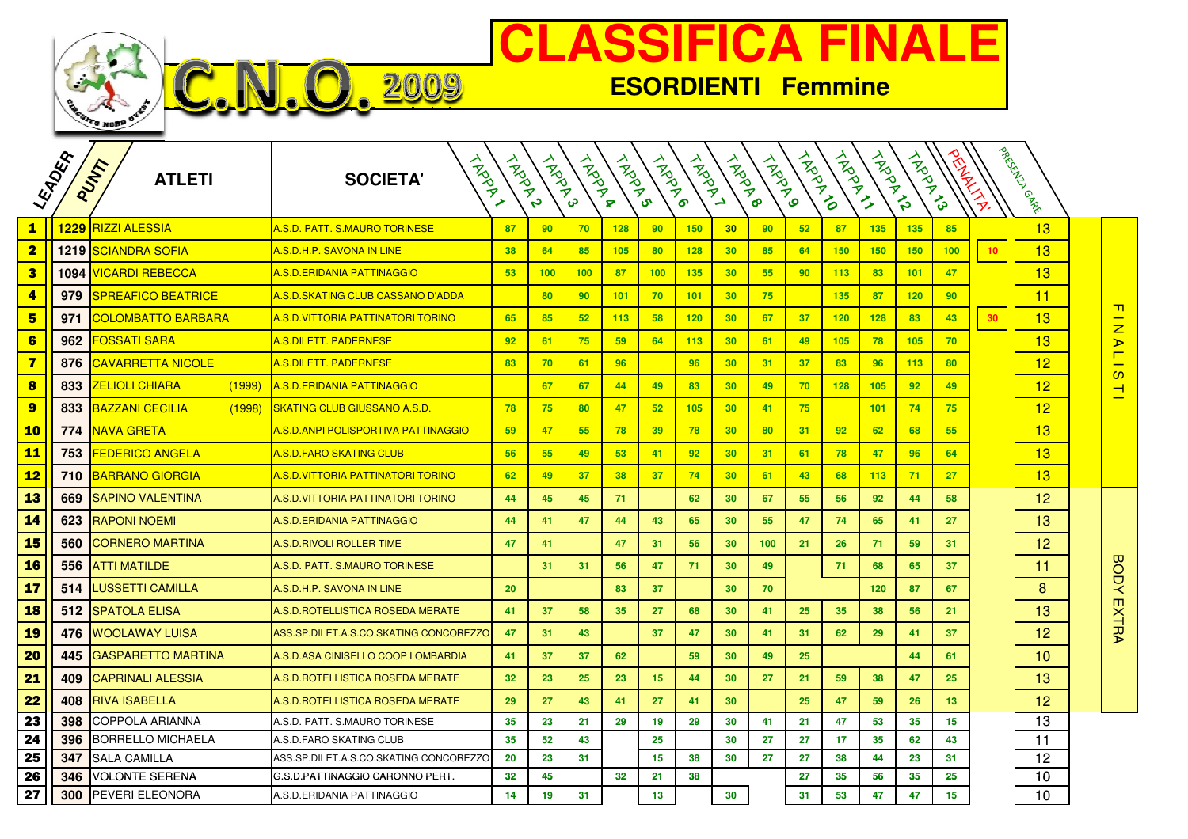# C.N.O. 2009

# CLASSIFICA FINALE

## ESORDIENTI Femmine

| LEADER | PUNTI | ATLETI | SOCIETA' | TAPPA 1 | TAPPA 2 | TAPPA 3 | TAPPA 4 | TAPPA 5 | TAPPA 6 | TAPPA 7 | TAPPA 8 | TAPPA 9 | TAPPA 10 | TAPPA 11 | TAPPA 12 | TAPPA 13 | PENALITA' | PRESENZA GARE | |
|---|---|---|---|---|---|---|---|---|---|---|---|---|---|---|---|---|---|---|---|
| 1 | 1229 | RIZZI ALESSIA | A.S.D. PATT. S.MAURO TORINESE | 87 | 90 | 70 | 128 | 90 | 150 | 30 | 90 | 52 | 87 | 135 | 135 | 85 | | 13 | FINALISTI |
| 2 | 1219 | SCIANDRA SOFIA | A.S.D.H.P. SAVONA IN LINE | 38 | 64 | 85 | 105 | 80 | 128 | 30 | 85 | 64 | 150 | 150 | 150 | 100 | 10 | 13 | |
| 3 | 1094 | VICARDI REBECCA | A.S.D.ERIDANIA PATTINAGGIO | 53 | 100 | 100 | 87 | 100 | 135 | 30 | 55 | 90 | 113 | 83 | 101 | 47 | | 13 | |
| 4 | 979 | SPREAFICO BEATRICE | A.S.D.SKATING CLUB CASSANO D'ADDA | | 80 | 90 | 101 | 70 | 101 | 30 | 75 | | 135 | 87 | 120 | 90 | | 11 | |
| 5 | 971 | COLOMBATTO BARBARA | A.S.D.VITTORIA PATTINATORI TORINO | 65 | 85 | 52 | 113 | 58 | 120 | 30 | 67 | 37 | 120 | 128 | 83 | 43 | 30 | 13 | |
| 6 | 962 | FOSSATI SARA | A.S.DILETT. PADERNESE | 92 | 61 | 75 | 59 | 64 | 113 | 30 | 61 | 49 | 105 | 78 | 105 | 70 | | 13 | |
| 7 | 876 | CAVARRETTA NICOLE | A.S.DILETT. PADERNESE | 83 | 70 | 61 | 96 | | 96 | 30 | 31 | 37 | 83 | 96 | 113 | 80 | | 12 | |
| 8 | 833 | ZELIOLI CHIARA (1999) | A.S.D.ERIDANIA PATTINAGGIO | | 67 | 67 | 44 | 49 | 83 | 30 | 49 | 70 | 128 | 105 | 92 | 49 | | 12 | |
| 9 | 833 | BAZZANI CECILIA (1998) | SKATING CLUB GIUSSANO A.S.D. | 78 | 75 | 80 | 47 | 52 | 105 | 30 | 41 | 75 | | 101 | 74 | 75 | | 12 | |
| 10 | 774 | NAVA GRETA | A.S.D.ANPI POLISPORTIVA PATTINAGGIO | 59 | 47 | 55 | 78 | 39 | 78 | 30 | 80 | 31 | 92 | 62 | 68 | 55 | | 13 | |
| 11 | 753 | FEDERICO ANGELA | A.S.D.FARO SKATING CLUB | 56 | 55 | 49 | 53 | 41 | 92 | 30 | 31 | 61 | 78 | 47 | 96 | 64 | | 13 | |
| 12 | 710 | BARRANO GIORGIA | A.S.D.VITTORIA PATTINATORI TORINO | 62 | 49 | 37 | 38 | 37 | 74 | 30 | 61 | 43 | 68 | 113 | 71 | 27 | | 13 | |
| 13 | 669 | SAPINO VALENTINA | A.S.D.VITTORIA PATTINATORI TORINO | 44 | 45 | 45 | 71 | | 62 | 30 | 67 | 55 | 56 | 92 | 44 | 58 | | 12 | BODY EXTRA |
| 14 | 623 | RAPONI NOEMI | A.S.D.ERIDANIA PATTINAGGIO | 44 | 41 | 47 | 44 | 43 | 65 | 30 | 55 | 47 | 74 | 65 | 41 | 27 | | 13 | |
| 15 | 560 | CORNERO MARTINA | A.S.D.RIVOLI ROLLER TIME | 47 | 41 | | 47 | 31 | 56 | 30 | 100 | 21 | 26 | 71 | 59 | 31 | | 12 | |
| 16 | 556 | ATTI MATILDE | A.S.D. PATT. S.MAURO TORINESE | | 31 | 31 | 56 | 47 | 71 | 30 | 49 | | 71 | 68 | 65 | 37 | | 11 | |
| 17 | 514 | LUSSETTI CAMILLA | A.S.D.H.P. SAVONA IN LINE | 20 | | | 83 | 37 | | 30 | 70 | | | 120 | 87 | 67 | | 8 | |
| 18 | 512 | SPATOLA ELISA | A.S.D.ROTELLISTICA ROSEDA MERATE | 41 | 37 | 58 | 35 | 27 | 68 | 30 | 41 | 25 | 35 | 38 | 56 | 21 | | 13 | |
| 19 | 476 | WOOLAWAY LUISA | ASS.SP.DILET.A.S.CO.SKATING CONCOREZZO | 47 | 31 | 43 | | 37 | 47 | 30 | 41 | 31 | 62 | 29 | 41 | 37 | | 12 | |
| 20 | 445 | GASPARETTO MARTINA | A.S.D.ASA CINISELLO COOP LOMBARDIA | 41 | 37 | 37 | 62 | | 59 | 30 | 49 | 25 | | | 44 | 61 | | 10 | |
| 21 | 409 | CAPRINALI ALESSIA | A.S.D.ROTELLISTICA ROSEDA MERATE | 32 | 23 | 25 | 23 | 15 | 44 | 30 | 27 | 21 | 59 | 38 | 47 | 25 | | 13 | |
| 22 | 408 | RIVA ISABELLA | A.S.D.ROTELLISTICA ROSEDA MERATE | 29 | 27 | 43 | 41 | 27 | 41 | 30 | | 25 | 47 | 59 | 26 | 13 | | 12 | |
| 23 | 398 | COPPOLA ARIANNA | A.S.D. PATT. S.MAURO TORINESE | 35 | 23 | 21 | 29 | 19 | 29 | 30 | 41 | 21 | 47 | 53 | 35 | 15 | | 13 | |
| 24 | 396 | BORRELLO MICHAELA | A.S.D.FARO SKATING CLUB | 35 | 52 | 43 | | 25 | | 30 | 27 | 27 | 17 | 35 | 62 | 43 | | 11 | |
| 25 | 347 | SALA CAMILLA | ASS.SP.DILET.A.S.CO.SKATING CONCOREZZO | 20 | 23 | 31 | | 15 | 38 | 30 | 27 | 27 | 38 | 44 | 23 | 31 | | 12 | |
| 26 | 346 | VOLONTE SERENA | G.S.D.PATTINAGGIO CARONNO PERT. | 32 | 45 | | 32 | 21 | 38 | | | 27 | 35 | 56 | 35 | 25 | | 10 | |
| 27 | 300 | PEVERI ELEONORA | A.S.D.ERIDANIA PATTINAGGIO | 14 | 19 | 31 | | 13 | | 30 | | 31 | 53 | 47 | 47 | 15 | | 10 | |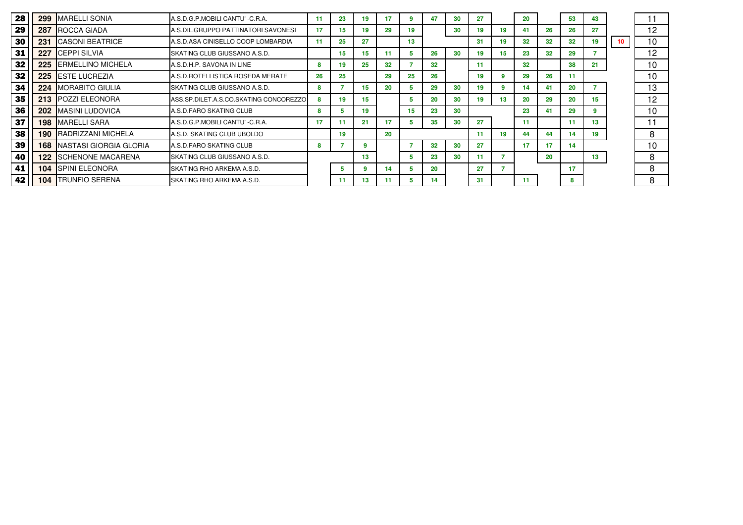| | | | | | | | | | | | | | | | | | | |
|---|---|---|---|---|---|---|---|---|---|---|---|---|---|---|---|---|---|---|
| 28 | 299 | MARELLI SONIA | A.S.D.G.P.MOBILI CANTU' -C.R.A. | 11 | 23 | 19 | 17 | 9 | 47 | 30 | 27 | | 20 | | 53 | 43 | | 11 |
| 29 | 287 | ROCCA GIADA | A.S.DIL.GRUPPO PATTINATORI SAVONESI | 17 | 15 | 19 | 29 | 19 | | 30 | 19 | 19 | 41 | 26 | 26 | 27 | | 12 |
| 30 | 231 | CASONI BEATRICE | A.S.D.ASA CINISELLO COOP LOMBARDIA | 11 | 25 | 27 | | 13 | | | 31 | 19 | 32 | 32 | 32 | 19 | 10 | 10 |
| 31 | 227 | CEPPI SILVIA | SKATING CLUB GIUSSANO A.S.D. | | 15 | 15 | 11 | 5 | 26 | 30 | 19 | 15 | 23 | 32 | 29 | 7 | | 12 |
| 32 | 225 | ERMELLINO MICHELA | A.S.D.H.P. SAVONA IN LINE | 8 | 19 | 25 | 32 | 7 | 32 | | 11 | | 32 | | 38 | 21 | | 10 |
| 32 | 225 | ESTE LUCREZIA | A.S.D.ROTELLISTICA ROSEDA MERATE | 26 | 25 | | 29 | 25 | 26 | | 19 | 9 | 29 | 26 | 11 | | | 10 |
| 34 | 224 | MORABITO GIULIA | SKATING CLUB GIUSSANO A.S.D. | 8 | 7 | 15 | 20 | 5 | 29 | 30 | 19 | 9 | 14 | 41 | 20 | 7 | | 13 |
| 35 | 213 | POZZI ELEONORA | ASS.SP.DILET.A.S.CO.SKATING CONCOREZZO | 8 | 19 | 15 | | 5 | 20 | 30 | 19 | 13 | 20 | 29 | 20 | 15 | | 12 |
| 36 | 202 | MASINI LUDOVICA | A.S.D.FARO SKATING CLUB | 8 | 5 | 19 | | 15 | 23 | 30 | | | 23 | 41 | 29 | 9 | | 10 |
| 37 | 198 | MARELLI SARA | A.S.D.G.P.MOBILI CANTU' -C.R.A. | 17 | 11 | 21 | 17 | 5 | 35 | 30 | 27 | | 11 | | 11 | 13 | | 11 |
| 38 | 190 | RADRIZZANI MICHELA | A.S.D. SKATING CLUB UBOLDO | | 19 | | 20 | | | | 11 | 19 | 44 | 44 | 14 | 19 | | 8 |
| 39 | 168 | NASTASI GIORGIA GLORIA | A.S.D.FARO SKATING CLUB | 8 | 7 | 9 | | 7 | 32 | 30 | 27 | | 17 | 17 | 14 | | | 10 |
| 40 | 122 | SCHENONE MACARENA | SKATING CLUB GIUSSANO A.S.D. | | | 13 | | 5 | 23 | 30 | 11 | 7 | | 20 | | 13 | | 8 |
| 41 | 104 | SPINI ELEONORA | SKATING RHO ARKEMA A.S.D. | | 5 | 9 | 14 | 5 | 20 | | 27 | 7 | | | 17 | | | 8 |
| 42 | 104 | TRUNFIO SERENA | SKATING RHO ARKEMA A.S.D. | | 11 | 13 | 11 | 5 | 14 | | 31 | | 11 | | 8 | | | 8 |